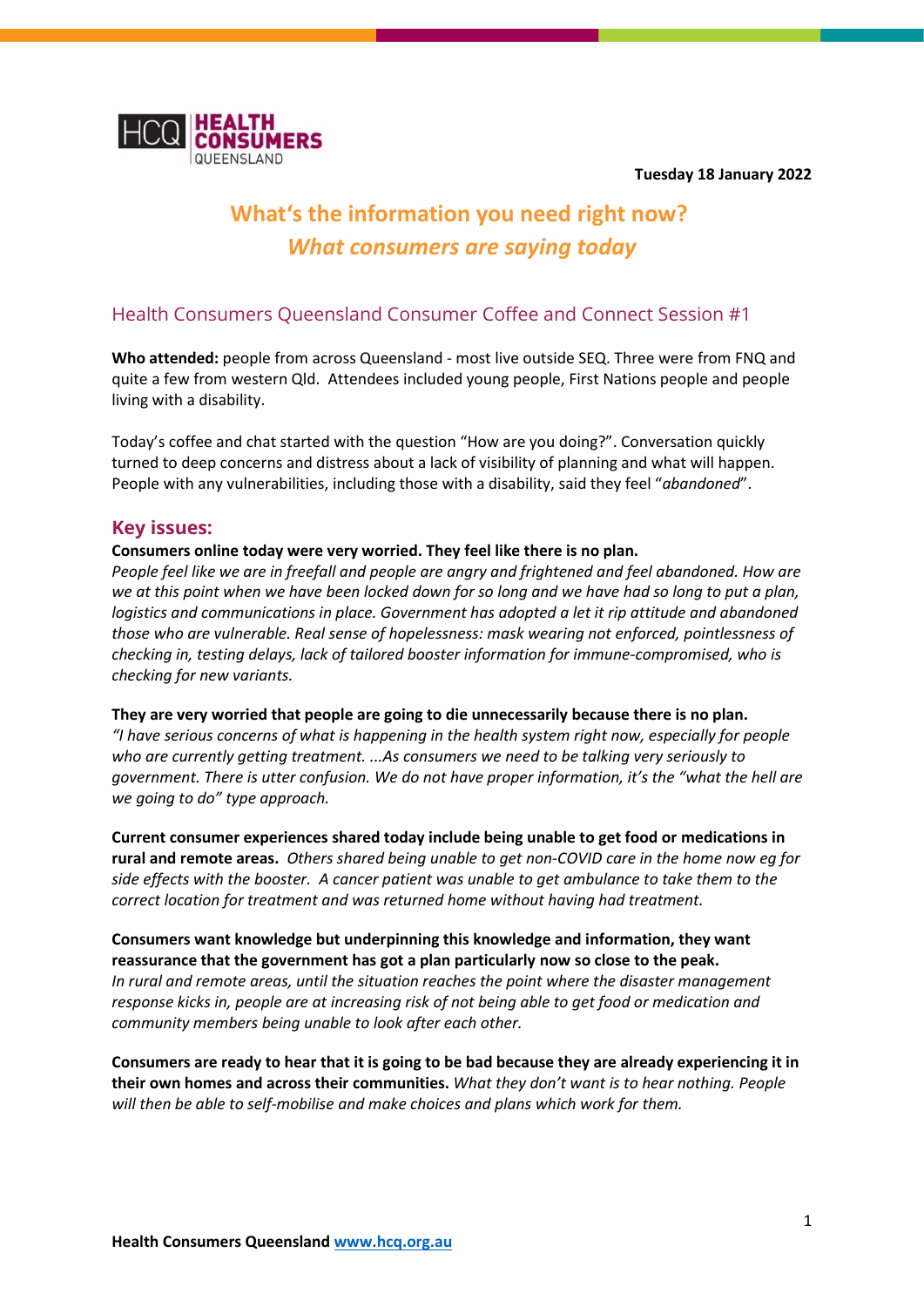**Tuesday 18 January 2022**

# What's the information you need right now?
## *What consumers are saying today*

### Health Consumers Queensland Consumer Coffee and Connect Session #1

**Who attended:** people from across Queensland - most live outside SEQ. Three were from FNQ and quite a few from western Qld. Attendees included young people, First Nations people and people living with a disability.

Today's coffee and chat started with the question "How are you doing?". Conversation quickly turned to deep concerns and distress about a lack of visibility of planning and what will happen. People with any vulnerabilities, including those with a disability, said they feel "*abandoned*".

## Key issues:

**Consumers online today were very worried. They feel like there is no plan.**
*People feel like we are in freefall and people are angry and frightened and feel abandoned. How are we at this point when we have been locked down for so long and we have had so long to put a plan, logistics and communications in place. Government has adopted a let it rip attitude and abandoned those who are vulnerable. Real sense of hopelessness: mask wearing not enforced, pointlessness of checking in, testing delays, lack of tailored booster information for immune-compromised, who is checking for new variants.*

**They are very worried that people are going to die unnecessarily because there is no plan.**
*"I have serious concerns of what is happening in the health system right now, especially for people who are currently getting treatment. ...As consumers we need to be talking very seriously to government. There is utter confusion. We do not have proper information, it's the "what the hell are we going to do" type approach.*

**Current consumer experiences shared today include being unable to get food or medications in rural and remote areas.** *Others shared being unable to get non-COVID care in the home now eg for side effects with the booster. A cancer patient was unable to get ambulance to take them to the correct location for treatment and was returned home without having had treatment.*

**Consumers want knowledge but underpinning this knowledge and information, they want reassurance that the government has got a plan particularly now so close to the peak.**
*In rural and remote areas, until the situation reaches the point where the disaster management response kicks in, people are at increasing risk of not being able to get food or medication and community members being unable to look after each other.*

**Consumers are ready to hear that it is going to be bad because they are already experiencing it in their own homes and across their communities.** *What they don't want is to hear nothing. People will then be able to self-mobilise and make choices and plans which work for them.*

**Health Consumers Queensland** www.hcq.org.au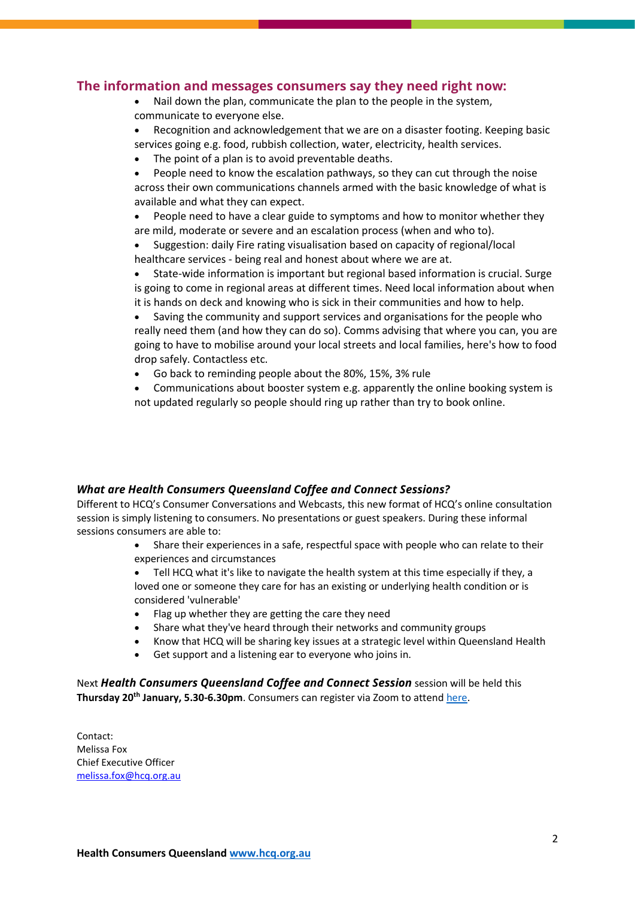## The information and messages consumers say they need right now:

- Nail down the plan, communicate the plan to the people in the system, communicate to everyone else.
- Recognition and acknowledgement that we are on a disaster footing. Keeping basic services going e.g. food, rubbish collection, water, electricity, health services.
- The point of a plan is to avoid preventable deaths.
- People need to know the escalation pathways, so they can cut through the noise across their own communications channels armed with the basic knowledge of what is available and what they can expect.
- People need to have a clear guide to symptoms and how to monitor whether they are mild, moderate or severe and an escalation process (when and who to).
- Suggestion: daily Fire rating visualisation based on capacity of regional/local healthcare services - being real and honest about where we are at.
- State-wide information is important but regional based information is crucial. Surge is going to come in regional areas at different times. Need local information about when it is hands on deck and knowing who is sick in their communities and how to help.
- Saving the community and support services and organisations for the people who really need them (and how they can do so). Comms advising that where you can, you are going to have to mobilise around your local streets and local families, here's how to food drop safely. Contactless etc.
- Go back to reminding people about the 80%, 15%, 3% rule
- Communications about booster system e.g. apparently the online booking system is not updated regularly so people should ring up rather than try to book online.

### *What are Health Consumers Queensland Coffee and Connect Sessions?*

Different to HCQ's Consumer Conversations and Webcasts, this new format of HCQ's online consultation session is simply listening to consumers. No presentations or guest speakers. During these informal sessions consumers are able to:

- Share their experiences in a safe, respectful space with people who can relate to their experiences and circumstances
- Tell HCQ what it's like to navigate the health system at this time especially if they, a loved one or someone they care for has an existing or underlying health condition or is considered 'vulnerable'
- Flag up whether they are getting the care they need
- Share what they've heard through their networks and community groups
- Know that HCQ will be sharing key issues at a strategic level within Queensland Health
- Get support and a listening ear to everyone who joins in.

Next ***Health Consumers Queensland Coffee and Connect Session*** session will be held this **Thursday 20th January, 5.30-6.30pm**. Consumers can register via Zoom to attend here.

Contact:
Melissa Fox
Chief Executive Officer
melissa.fox@hcq.org.au

**Health Consumers Queensland www.hcq.org.au**